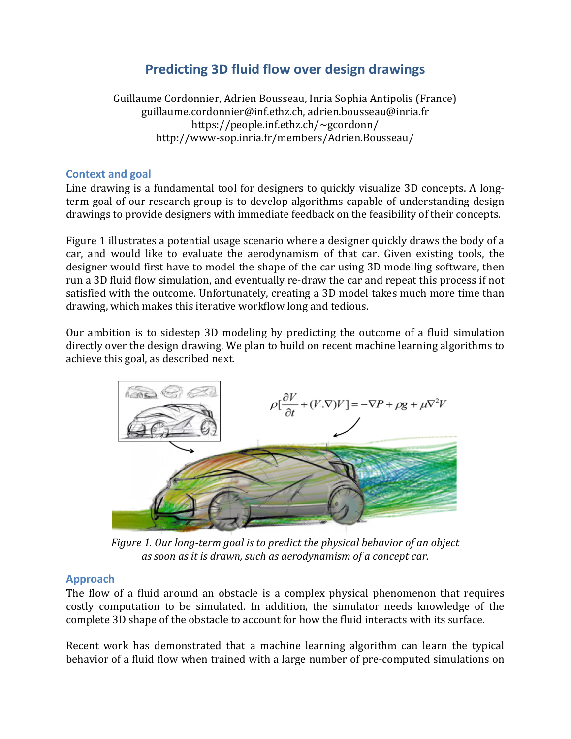# Predicting 3D fluid flow over design drawings

Guillaume Cordonnier, Adrien Bousseau, Inria Sophia Antipolis (France)
guillaume.cordonnier@inf.ethz.ch, adrien.bousseau@inria.fr
https://people.inf.ethz.ch/~gcordonn/
http://www-sop.inria.fr/members/Adrien.Bousseau/

## Context and goal

Line drawing is a fundamental tool for designers to quickly visualize 3D concepts. A long-term goal of our research group is to develop algorithms capable of understanding design drawings to provide designers with immediate feedback on the feasibility of their concepts.

Figure 1 illustrates a potential usage scenario where a designer quickly draws the body of a car, and would like to evaluate the aerodynamism of that car. Given existing tools, the designer would first have to model the shape of the car using 3D modelling software, then run a 3D fluid flow simulation, and eventually re-draw the car and repeat this process if not satisfied with the outcome. Unfortunately, creating a 3D model takes much more time than drawing, which makes this iterative workflow long and tedious.

Our ambition is to sidestep 3D modeling by predicting the outcome of a fluid simulation directly over the design drawing. We plan to build on recent machine learning algorithms to achieve this goal, as described next.

$$\rho[\frac{\partial V}{\partial t} + (V.\nabla)V] = -\nabla P + \rho g + \mu \nabla^2 V$$

*Figure 1. Our long-term goal is to predict the physical behavior of an object as soon as it is drawn, such as aerodynamism of a concept car.*

## Approach

The flow of a fluid around an obstacle is a complex physical phenomenon that requires costly computation to be simulated. In addition, the simulator needs knowledge of the complete 3D shape of the obstacle to account for how the fluid interacts with its surface.

Recent work has demonstrated that a machine learning algorithm can learn the typical behavior of a fluid flow when trained with a large number of pre-computed simulations on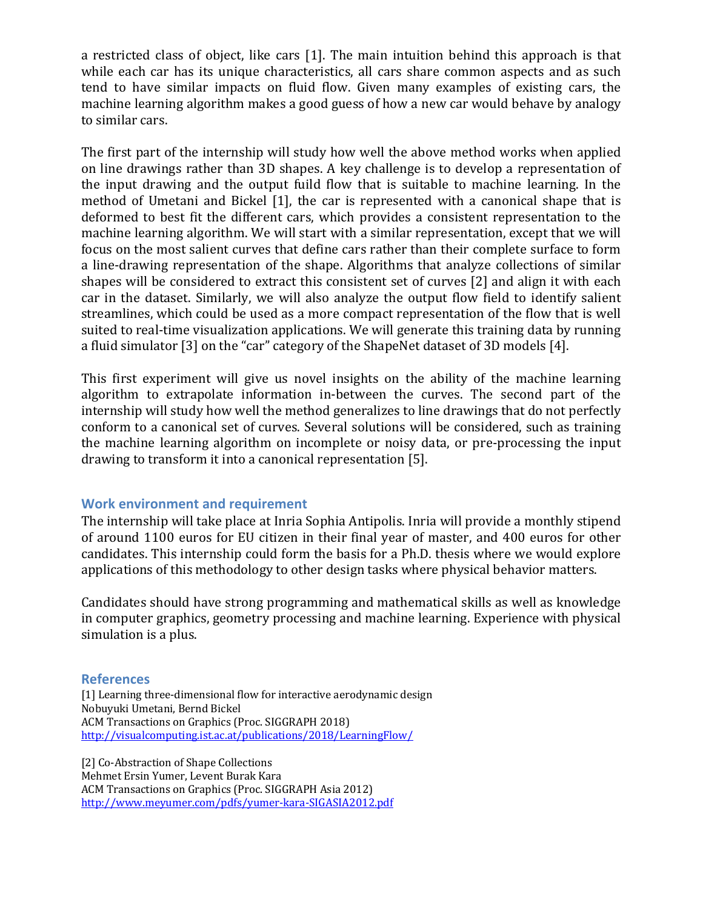a restricted class of object, like cars [1]. The main intuition behind this approach is that while each car has its unique characteristics, all cars share common aspects and as such tend to have similar impacts on fluid flow. Given many examples of existing cars, the machine learning algorithm makes a good guess of how a new car would behave by analogy to similar cars.

The first part of the internship will study how well the above method works when applied on line drawings rather than 3D shapes. A key challenge is to develop a representation of the input drawing and the output fuild flow that is suitable to machine learning. In the method of Umetani and Bickel [1], the car is represented with a canonical shape that is deformed to best fit the different cars, which provides a consistent representation to the machine learning algorithm. We will start with a similar representation, except that we will focus on the most salient curves that define cars rather than their complete surface to form a line-drawing representation of the shape. Algorithms that analyze collections of similar shapes will be considered to extract this consistent set of curves [2] and align it with each car in the dataset. Similarly, we will also analyze the output flow field to identify salient streamlines, which could be used as a more compact representation of the flow that is well suited to real-time visualization applications. We will generate this training data by running a fluid simulator [3] on the "car" category of the ShapeNet dataset of 3D models [4].

This first experiment will give us novel insights on the ability of the machine learning algorithm to extrapolate information in-between the curves. The second part of the internship will study how well the method generalizes to line drawings that do not perfectly conform to a canonical set of curves. Several solutions will be considered, such as training the machine learning algorithm on incomplete or noisy data, or pre-processing the input drawing to transform it into a canonical representation [5].

## Work environment and requirement

The internship will take place at Inria Sophia Antipolis. Inria will provide a monthly stipend of around 1100 euros for EU citizen in their final year of master, and 400 euros for other candidates. This internship could form the basis for a Ph.D. thesis where we would explore applications of this methodology to other design tasks where physical behavior matters.

Candidates should have strong programming and mathematical skills as well as knowledge in computer graphics, geometry processing and machine learning. Experience with physical simulation is a plus.

## References

[1] Learning three-dimensional flow for interactive aerodynamic design
Nobuyuki Umetani, Bernd Bickel
ACM Transactions on Graphics (Proc. SIGGRAPH 2018)
http://visualcomputing.ist.ac.at/publications/2018/LearningFlow/

[2] Co-Abstraction of Shape Collections
Mehmet Ersin Yumer, Levent Burak Kara
ACM Transactions on Graphics (Proc. SIGGRAPH Asia 2012)
http://www.meyumer.com/pdfs/yumer-kara-SIGASIA2012.pdf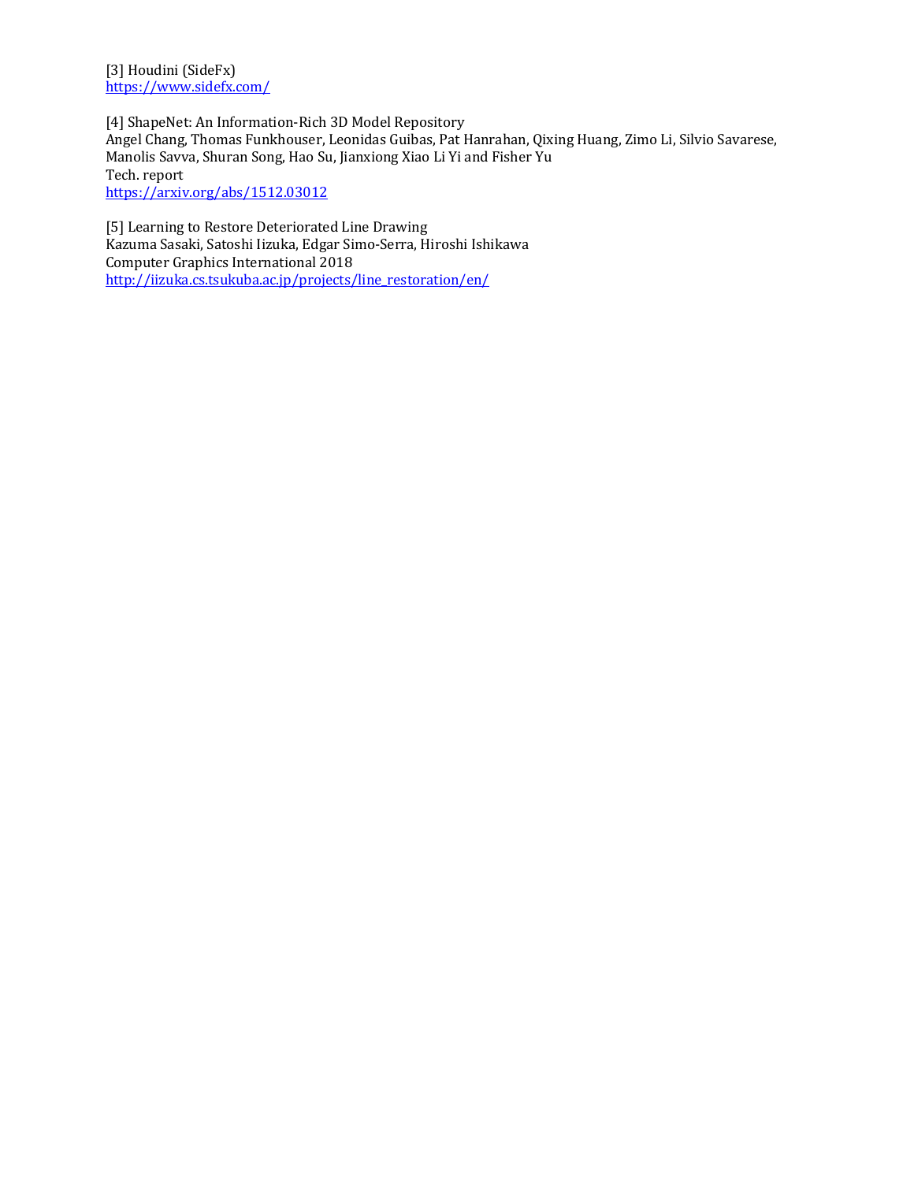[3] Houdini (SideFx)
https://www.sidefx.com/

[4] ShapeNet: An Information-Rich 3D Model Repository
Angel Chang, Thomas Funkhouser, Leonidas Guibas, Pat Hanrahan, Qixing Huang, Zimo Li, Silvio Savarese, Manolis Savva, Shuran Song, Hao Su, Jianxiong Xiao Li Yi and Fisher Yu
Tech. report
https://arxiv.org/abs/1512.03012

[5] Learning to Restore Deteriorated Line Drawing
Kazuma Sasaki, Satoshi Iizuka, Edgar Simo-Serra, Hiroshi Ishikawa
Computer Graphics International 2018
http://iizuka.cs.tsukuba.ac.jp/projects/line_restoration/en/